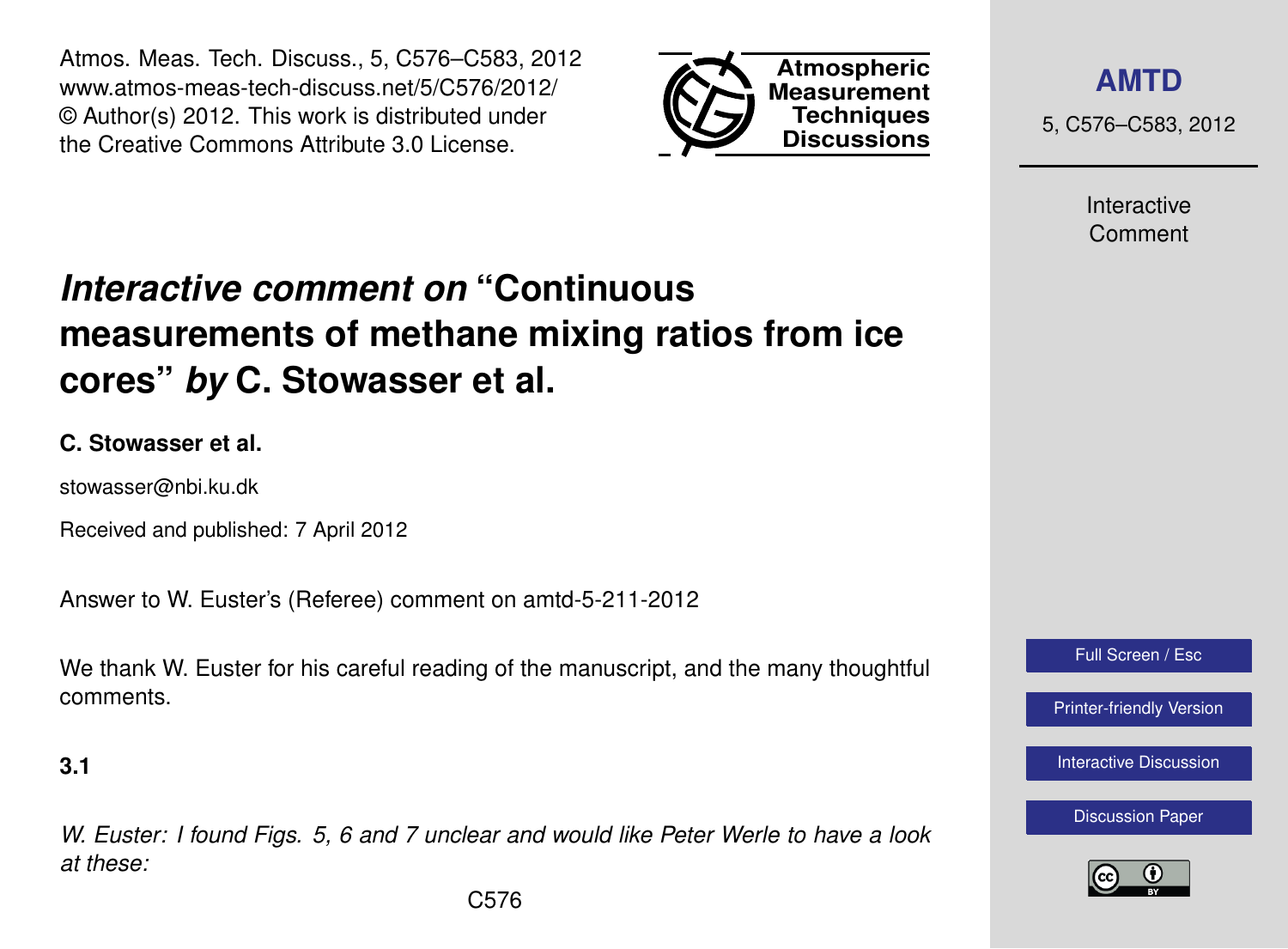Atmos. Meas. Tech. Discuss., 5, C576–C583, 2012
www.atmos-meas-tech-discuss.net/5/C576/2012/
© Author(s) 2012. This work is distributed under
the Creative Commons Attribute 3.0 License.

# *Interactive comment on* "Continuous measurements of methane mixing ratios from ice cores" *by* C. Stowasser et al.

**C. Stowasser et al.**

stowasser@nbi.ku.dk

Received and published: 7 April 2012

Answer to W. Euster's (Referee) comment on amtd-5-211-2012

We thank W. Euster for his careful reading of the manuscript, and the many thoughtful comments.

**3.1**

*W. Euster: I found Figs. 5, 6 and 7 unclear and would like Peter Werle to have a look at these:*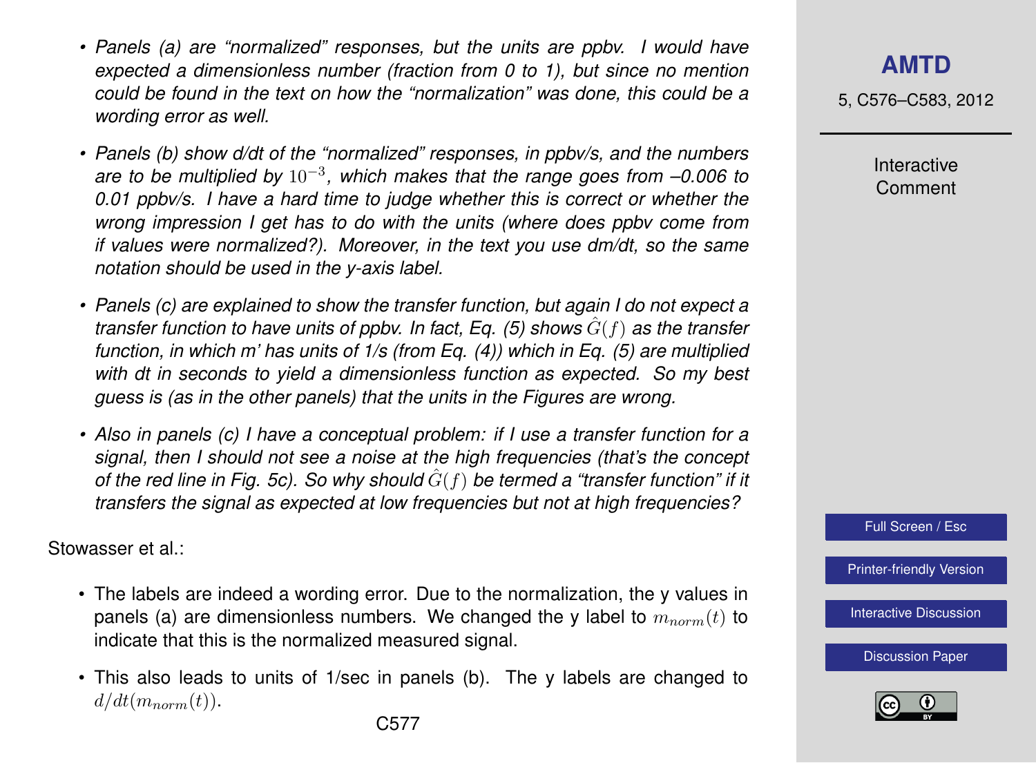- *Panels (a) are "normalized" responses, but the units are ppbv. I would have expected a dimensionless number (fraction from 0 to 1), but since no mention could be found in the text on how the "normalization" was done, this could be a wording error as well.*

- *Panels (b) show d/dt of the "normalized" responses, in ppbv/s, and the numbers are to be multiplied by $10^{-3}$, which makes that the range goes from –0.006 to 0.01 ppbv/s. I have a hard time to judge whether this is correct or whether the wrong impression I get has to do with the units (where does ppbv come from if values were normalized?). Moreover, in the text you use dm/dt, so the same notation should be used in the y-axis label.*

- *Panels (c) are explained to show the transfer function, but again I do not expect a transfer function to have units of ppbv. In fact, Eq. (5) shows $\hat{G}(f)$ as the transfer function, in which m' has units of 1/s (from Eq. (4)) which in Eq. (5) are multiplied with dt in seconds to yield a dimensionless function as expected. So my best guess is (as in the other panels) that the units in the Figures are wrong.*

- *Also in panels (c) I have a conceptual problem: if I use a transfer function for a signal, then I should not see a noise at the high frequencies (that's the concept of the red line in Fig. 5c). So why should $\hat{G}(f)$ be termed a "transfer function" if it transfers the signal as expected at low frequencies but not at high frequencies?*

Stowasser et al.:

- The labels are indeed a wording error. Due to the normalization, the y values in panels (a) are dimensionless numbers. We changed the y label to $m_{norm}(t)$ to indicate that this is the normalized measured signal.

- This also leads to units of 1/sec in panels (b). The y labels are changed to $d/dt(m_{norm}(t))$.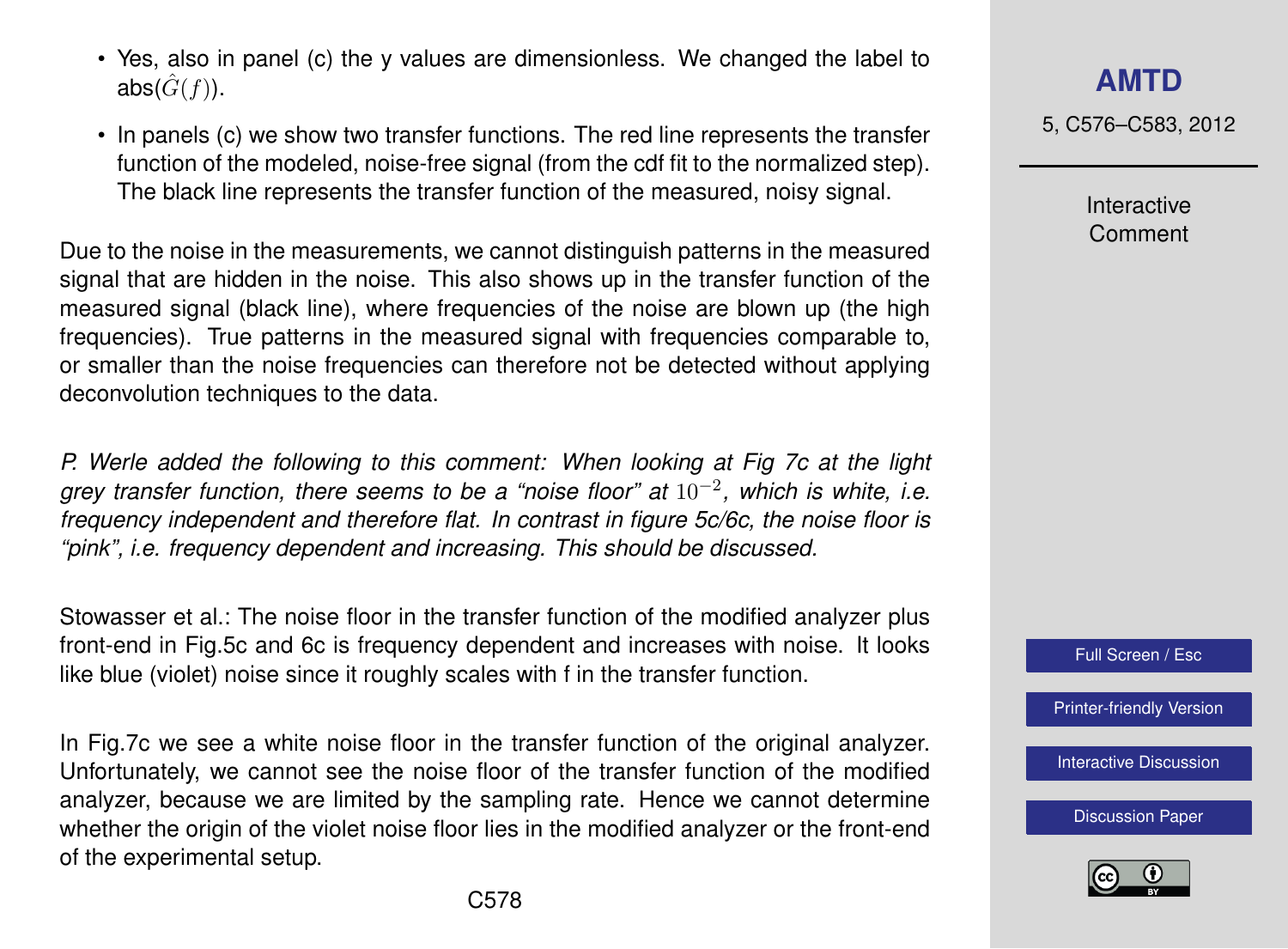- Yes, also in panel (c) the y values are dimensionless. We changed the label to abs($\hat{G}(f)$).
- In panels (c) we show two transfer functions. The red line represents the transfer function of the modeled, noise-free signal (from the cdf fit to the normalized step). The black line represents the transfer function of the measured, noisy signal.

Due to the noise in the measurements, we cannot distinguish patterns in the measured signal that are hidden in the noise. This also shows up in the transfer function of the measured signal (black line), where frequencies of the noise are blown up (the high frequencies). True patterns in the measured signal with frequencies comparable to, or smaller than the noise frequencies can therefore not be detected without applying deconvolution techniques to the data.

*P. Werle added the following to this comment: When looking at Fig 7c at the light grey transfer function, there seems to be a "noise floor" at $10^{-2}$, which is white, i.e. frequency independent and therefore flat. In contrast in figure 5c/6c, the noise floor is "pink", i.e. frequency dependent and increasing. This should be discussed.*

Stowasser et al.: The noise floor in the transfer function of the modified analyzer plus front-end in Fig.5c and 6c is frequency dependent and increases with noise. It looks like blue (violet) noise since it roughly scales with f in the transfer function.

In Fig.7c we see a white noise floor in the transfer function of the original analyzer. Unfortunately, we cannot see the noise floor of the transfer function of the modified analyzer, because we are limited by the sampling rate. Hence we cannot determine whether the origin of the violet noise floor lies in the modified analyzer or the front-end of the experimental setup.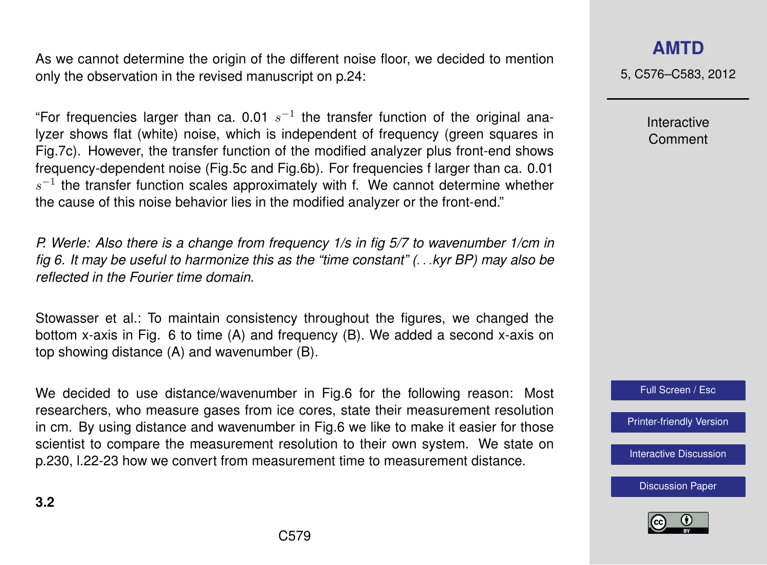As we cannot determine the origin of the different noise floor, we decided to mention only the observation in the revised manuscript on p.24:

"For frequencies larger than ca. 0.01 $s^{-1}$ the transfer function of the original analyzer shows flat (white) noise, which is independent of frequency (green squares in Fig.7c). However, the transfer function of the modified analyzer plus front-end shows frequency-dependent noise (Fig.5c and Fig.6b). For frequencies f larger than ca. 0.01 $s^{-1}$ the transfer function scales approximately with f. We cannot determine whether the cause of this noise behavior lies in the modified analyzer or the front-end."

*P. Werle: Also there is a change from frequency 1/s in fig 5/7 to wavenumber 1/cm in fig 6. It may be useful to harmonize this as the "time constant" (...kyr BP) may also be reflected in the Fourier time domain.*

Stowasser et al.: To maintain consistency throughout the figures, we changed the bottom x-axis in Fig. 6 to time (A) and frequency (B). We added a second x-axis on top showing distance (A) and wavenumber (B).

We decided to use distance/wavenumber in Fig.6 for the following reason: Most researchers, who measure gases from ice cores, state their measurement resolution in cm. By using distance and wavenumber in Fig.6 we like to make it easier for those scientist to compare the measurement resolution to their own system. We state on p.230, l.22-23 how we convert from measurement time to measurement distance.

**3.2**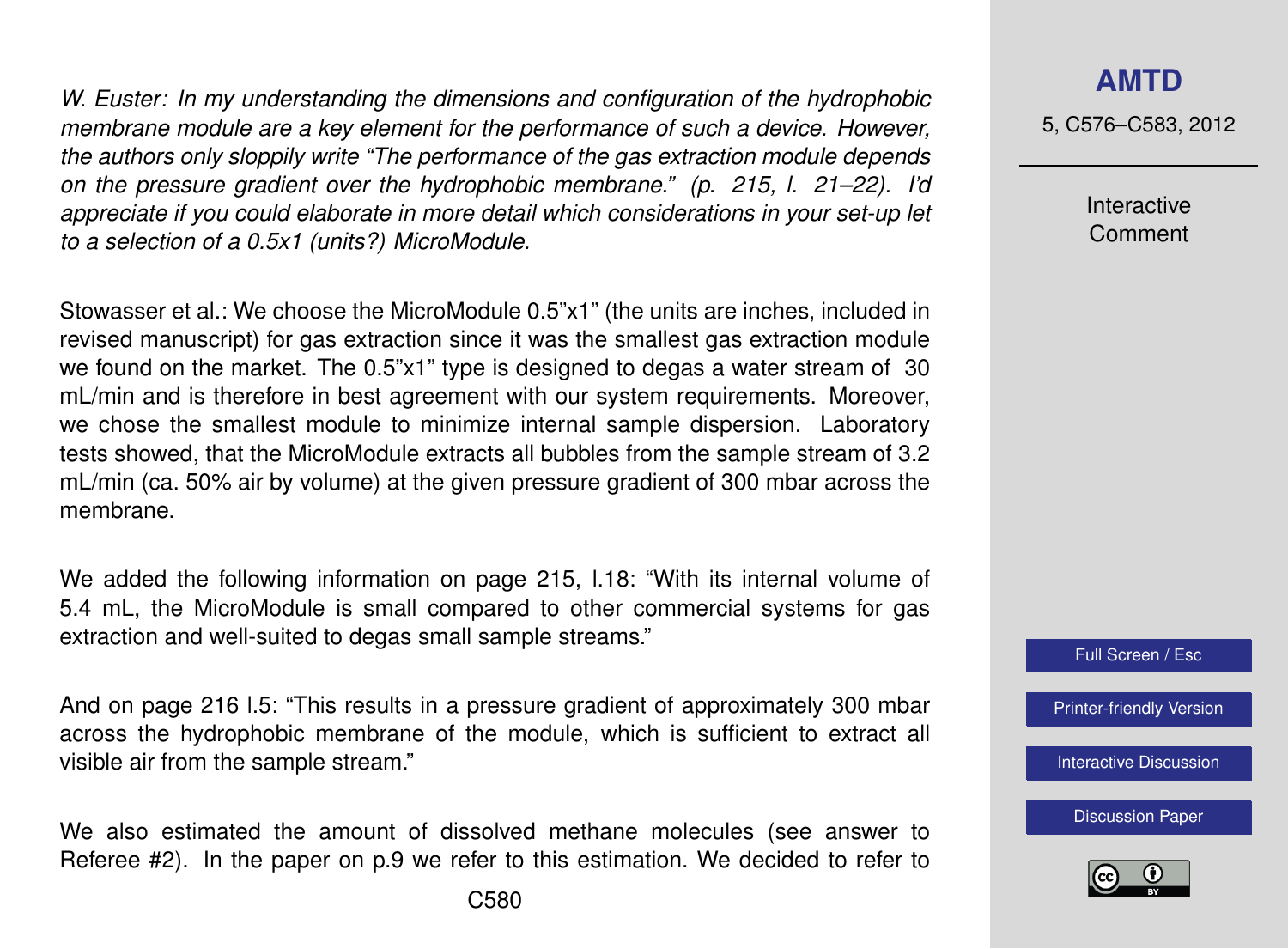*W. Euster: In my understanding the dimensions and configuration of the hydrophobic membrane module are a key element for the performance of such a device. However, the authors only sloppily write "The performance of the gas extraction module depends on the pressure gradient over the hydrophobic membrane." (p. 215, l. 21–22). I'd appreciate if you could elaborate in more detail which considerations in your set-up let to a selection of a 0.5x1 (units?) MicroModule.*

Stowasser et al.: We choose the MicroModule 0.5"x1" (the units are inches, included in revised manuscript) for gas extraction since it was the smallest gas extraction module we found on the market. The 0.5"x1" type is designed to degas a water stream of 30 mL/min and is therefore in best agreement with our system requirements. Moreover, we chose the smallest module to minimize internal sample dispersion. Laboratory tests showed, that the MicroModule extracts all bubbles from the sample stream of 3.2 mL/min (ca. 50% air by volume) at the given pressure gradient of 300 mbar across the membrane.

We added the following information on page 215, l.18: "With its internal volume of 5.4 mL, the MicroModule is small compared to other commercial systems for gas extraction and well-suited to degas small sample streams."

And on page 216 l.5: "This results in a pressure gradient of approximately 300 mbar across the hydrophobic membrane of the module, which is sufficient to extract all visible air from the sample stream."

We also estimated the amount of dissolved methane molecules (see answer to Referee #2). In the paper on p.9 we refer to this estimation. We decided to refer to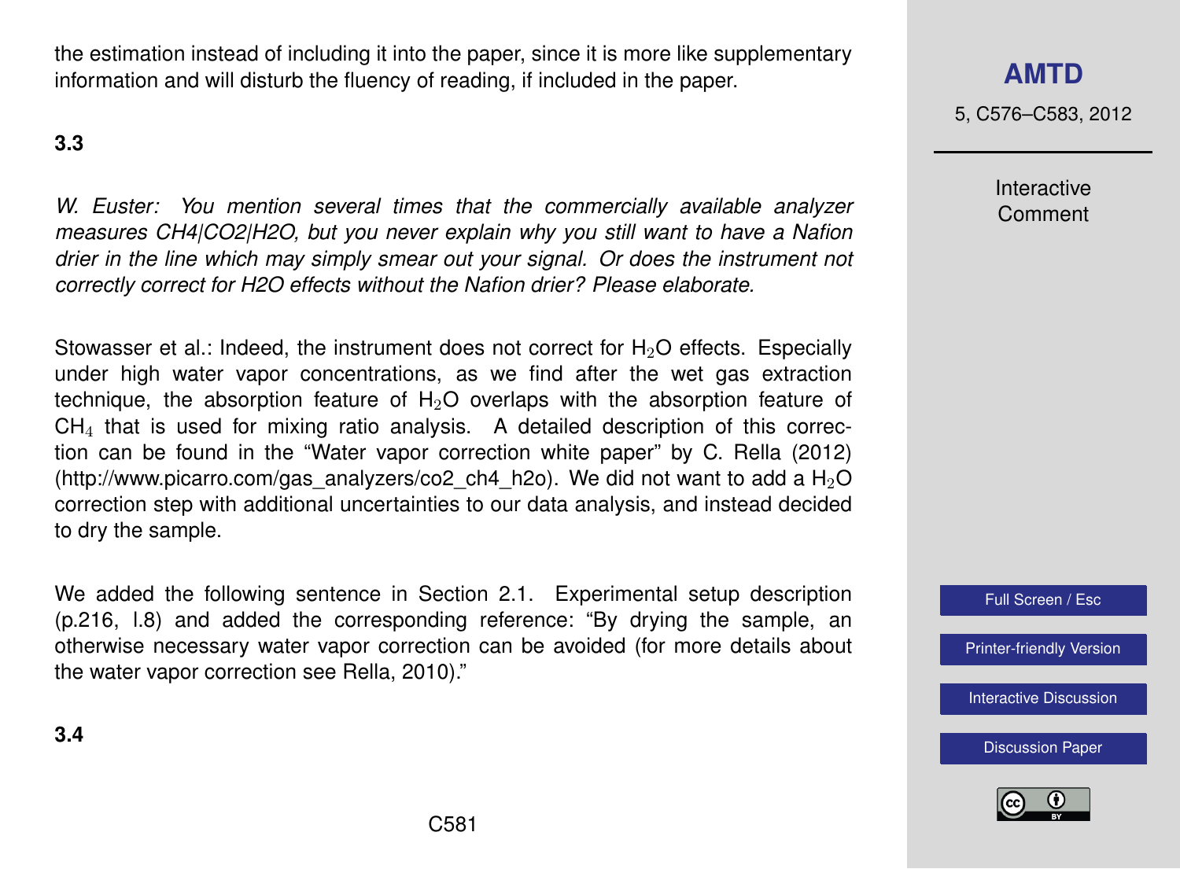the estimation instead of including it into the paper, since it is more like supplementary information and will disturb the fluency of reading, if included in the paper.

**3.3**

*W. Euster: You mention several times that the commercially available analyzer measures CH4|CO2|H2O, but you never explain why you still want to have a Nafion drier in the line which may simply smear out your signal. Or does the instrument not correctly correct for H2O effects without the Nafion drier? Please elaborate.*

Stowasser et al.: Indeed, the instrument does not correct for $H_2O$ effects. Especially under high water vapor concentrations, as we find after the wet gas extraction technique, the absorption feature of $H_2O$ overlaps with the absorption feature of $CH_4$ that is used for mixing ratio analysis. A detailed description of this correction can be found in the "Water vapor correction white paper" by C. Rella (2012) (http://www.picarro.com/gas_analyzers/co2_ch4_h2o). We did not want to add a $H_2O$ correction step with additional uncertainties to our data analysis, and instead decided to dry the sample.

We added the following sentence in Section 2.1. Experimental setup description (p.216, l.8) and added the corresponding reference: "By drying the sample, an otherwise necessary water vapor correction can be avoided (for more details about the water vapor correction see Rella, 2010)."

**3.4**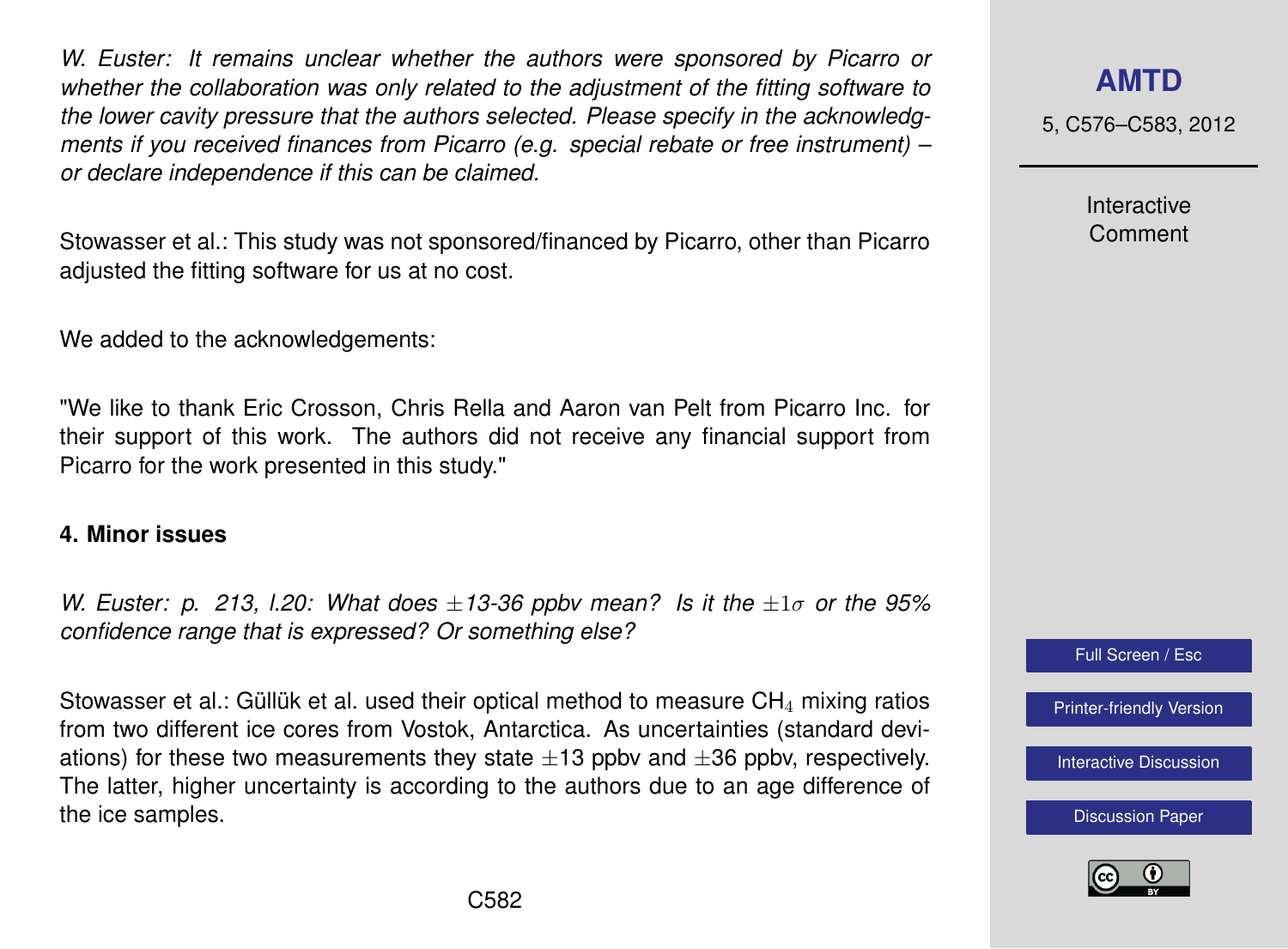*W. Euster: It remains unclear whether the authors were sponsored by Picarro or whether the collaboration was only related to the adjustment of the fitting software to the lower cavity pressure that the authors selected. Please specify in the acknowledgments if you received finances from Picarro (e.g. special rebate or free instrument) – or declare independence if this can be claimed.*

Stowasser et al.: This study was not sponsored/financed by Picarro, other than Picarro adjusted the fitting software for us at no cost.

We added to the acknowledgements:

"We like to thank Eric Crosson, Chris Rella and Aaron van Pelt from Picarro Inc. for their support of this work. The authors did not receive any financial support from Picarro for the work presented in this study."

**4. Minor issues**

*W. Euster: p. 213, l.20: What does $\pm$13-36 ppbv mean? Is it the $\pm 1\sigma$ or the 95% confidence range that is expressed? Or something else?*

Stowasser et al.: Güllük et al. used their optical method to measure $CH_4$ mixing ratios from two different ice cores from Vostok, Antarctica. As uncertainties (standard deviations) for these two measurements they state $\pm$13 ppbv and $\pm$36 ppbv, respectively. The latter, higher uncertainty is according to the authors due to an age difference of the ice samples.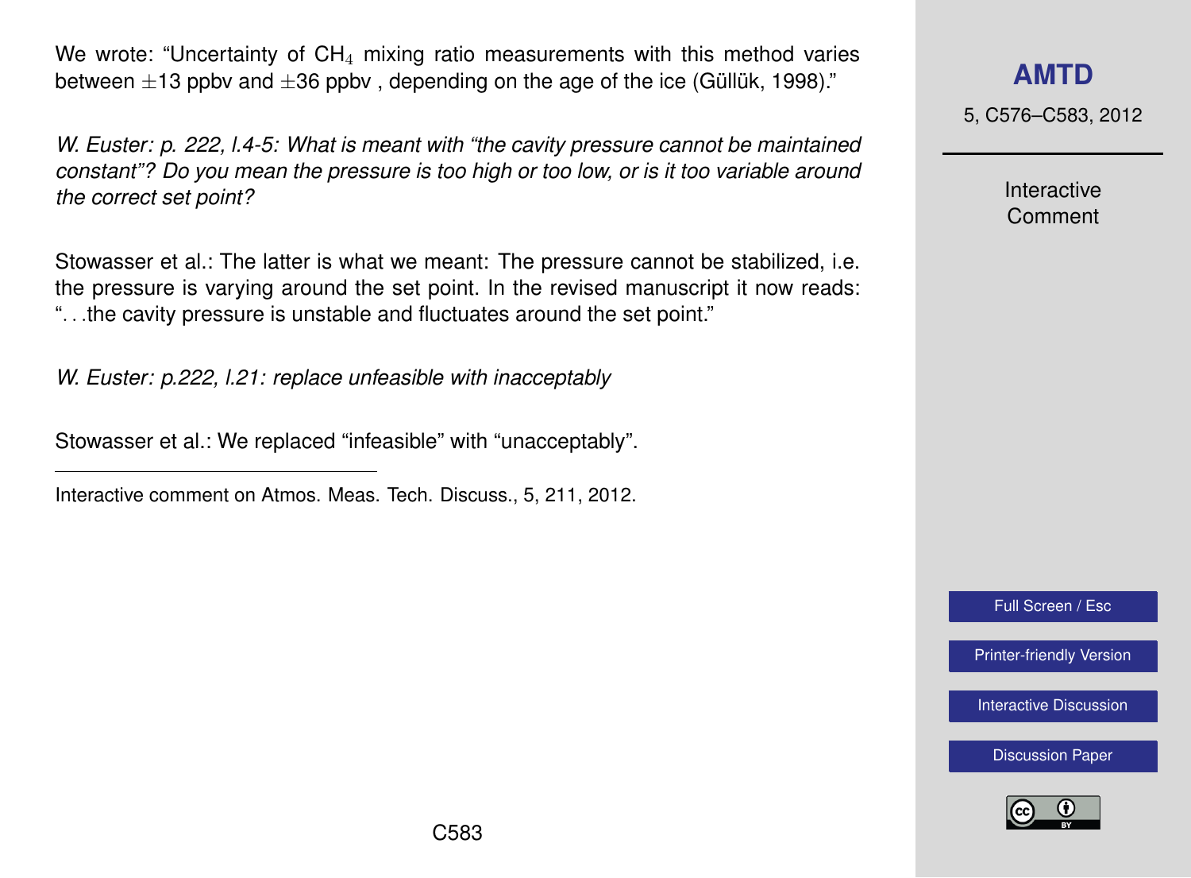We wrote: "Uncertainty of $CH_4$ mixing ratio measurements with this method varies between $\pm$13 ppbv and $\pm$36 ppbv , depending on the age of the ice (Güllük, 1998)."

*W. Euster: p. 222, l.4-5: What is meant with "the cavity pressure cannot be maintained constant"? Do you mean the pressure is too high or too low, or is it too variable around the correct set point?*

Stowasser et al.: The latter is what we meant: The pressure cannot be stabilized, i.e. the pressure is varying around the set point. In the revised manuscript it now reads: "...the cavity pressure is unstable and fluctuates around the set point."

*W. Euster: p.222, l.21: replace unfeasible with inacceptably*

Stowasser et al.: We replaced "infeasible" with "unacceptably".

---

Interactive comment on Atmos. Meas. Tech. Discuss., 5, 211, 2012.